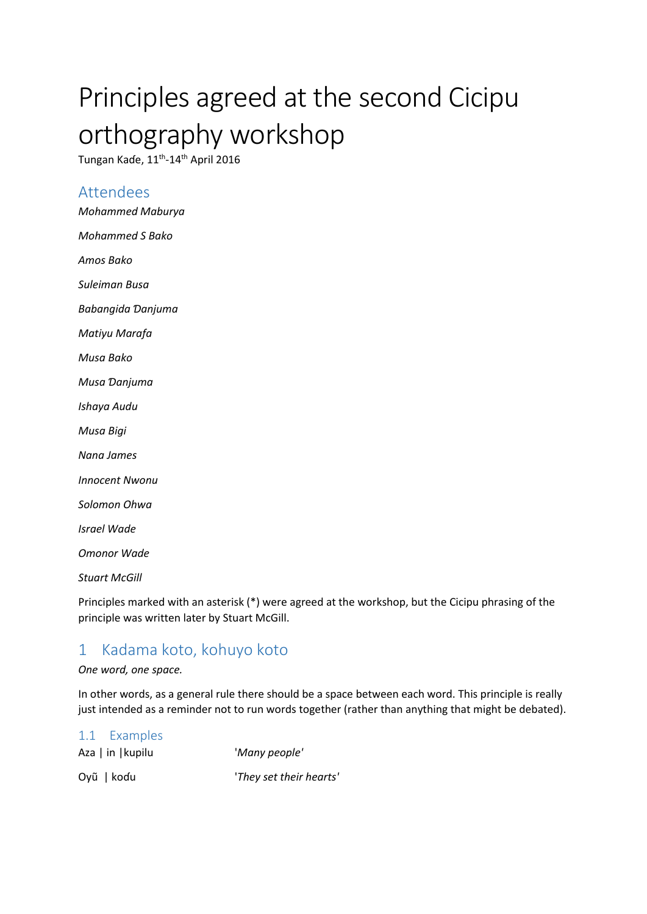# Principles agreed at the second Cicipu orthography workshop

Tungan Kaɗe, 11th-14th April 2016

## Attendees

*Mohammed Maburya*

*Mohammed S Bako*

*Amos Bako*

*Suleiman Busa*

*Babangida Ɗanjuma*

*Matiyu Marafa*

*Musa Bako*

*Musa Ɗanjuma*

*Ishaya Audu*

*Musa Bigi*

*Nana James*

*Innocent Nwonu*

*Solomon Ohwa*

*Israel Wade*

*Omonor Wade*

*Stuart McGill*

Principles marked with an asterisk (*) were agreed at the workshop, but the Cicipu phrasing of the principle was written later by Stuart McGill.

## 1 Kadama koto, kohuyo koto

*One word, one space.*

In other words, as a general rule there should be a space between each word. This principle is really just intended as a reminder not to run words together (rather than anything that might be debated).

### 1.1 Examples

| | |
|---|---|
| Aza \| in \|kupilu | *'Many people'* |
| Oyũ \| koɗu | *'They set their hearts'* |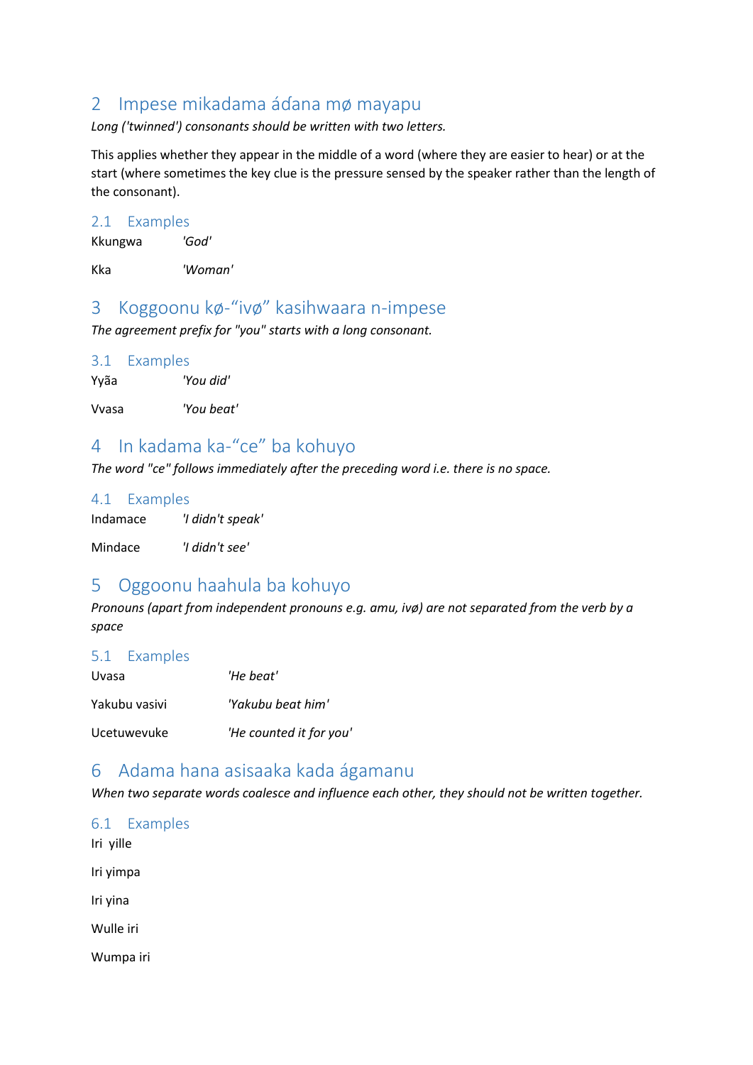## 2 Impese mikadama áɗana mø mayapu

*Long ('twinned') consonants should be written with two letters.*

This applies whether they appear in the middle of a word (where they are easier to hear) or at the start (where sometimes the key clue is the pressure sensed by the speaker rather than the length of the consonant).

### 2.1 Examples

Kkungwa *'God'*

Kka *'Woman'*

## 3 Koggoonu kø-“ivø” kasihwaara n-impese

*The agreement prefix for "you" starts with a long consonant.*

### 3.1 Examples

Yyãa *'You did'*

Vvasa *'You beat'*

## 4 In kadama ka-“ce” ba kohuyo

*The word "ce" follows immediately after the preceding word i.e. there is no space.*

### 4.1 Examples

Indamace *'I didn't speak'*

Mindace *'I didn't see'*

## 5 Oggoonu haahula ba kohuyo

*Pronouns (apart from independent pronouns e.g. amu, ivø) are not separated from the verb by a space*

### 5.1 Examples

Uvasa *'He beat'*

Yakubu vasivi *'Yakubu beat him'*

Ucetuwevuke *'He counted it for you'*

## 6 Adama hana asisaaka kada ágamanu

*When two separate words coalesce and influence each other, they should not be written together.*

### 6.1 Examples

Iri yille

Iri yimpa

Iri yina

Wulle iri

Wumpa iri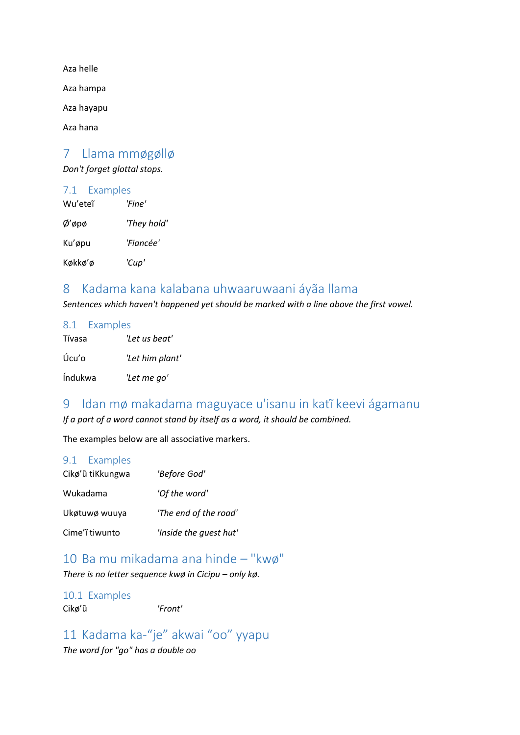Aza helle

Aza hampa

Aza hayapu

Aza hana

# 7 Llama mmøgøllø

*Don't forget glottal stops.*

## 7.1 Examples

| | |
|---|---|
| Wu'eteĩ | *'Fine'* |
| Ø'øpø | *'They hold'* |
| Ku'øpu | *'Fiancée'* |
| Køkkø'ø | *'Cup'* |

# 8 Kadama kana kalabana uhwaaruwaani áyãa llama

*Sentences which haven't happened yet should be marked with a line above the first vowel.*

## 8.1 Examples

| | |
|---|---|
| Tívasa | *'Let us beat'* |
| Úcu'o | *'Let him plant'* |
| Índukwa | *'Let me go'* |

# 9 Idan mø makadama maguyace u'isanu in katĩ keevi ágamanu

*If a part of a word cannot stand by itself as a word, it should be combined.*

The examples below are all associative markers.

## 9.1 Examples

| | |
|---|---|
| Cikø'ũ tiKkungwa | *'Before God'* |
| Wukadama | *'Of the word'* |
| Ukøtuwø wuuya | *'The end of the road'* |
| Cime'ĩ tiwunto | *'Inside the guest hut'* |

# 10 Ba mu mikadama ana hinde – "kwø"

*There is no letter sequence kwø in Cicipu – only kø.*

## 10.1 Examples

| | |
|---|---|
| Cikø'ũ | *'Front'* |

# 11 Kadama ka-"je" akwai "oo" yyapu

*The word for "go" has a double oo*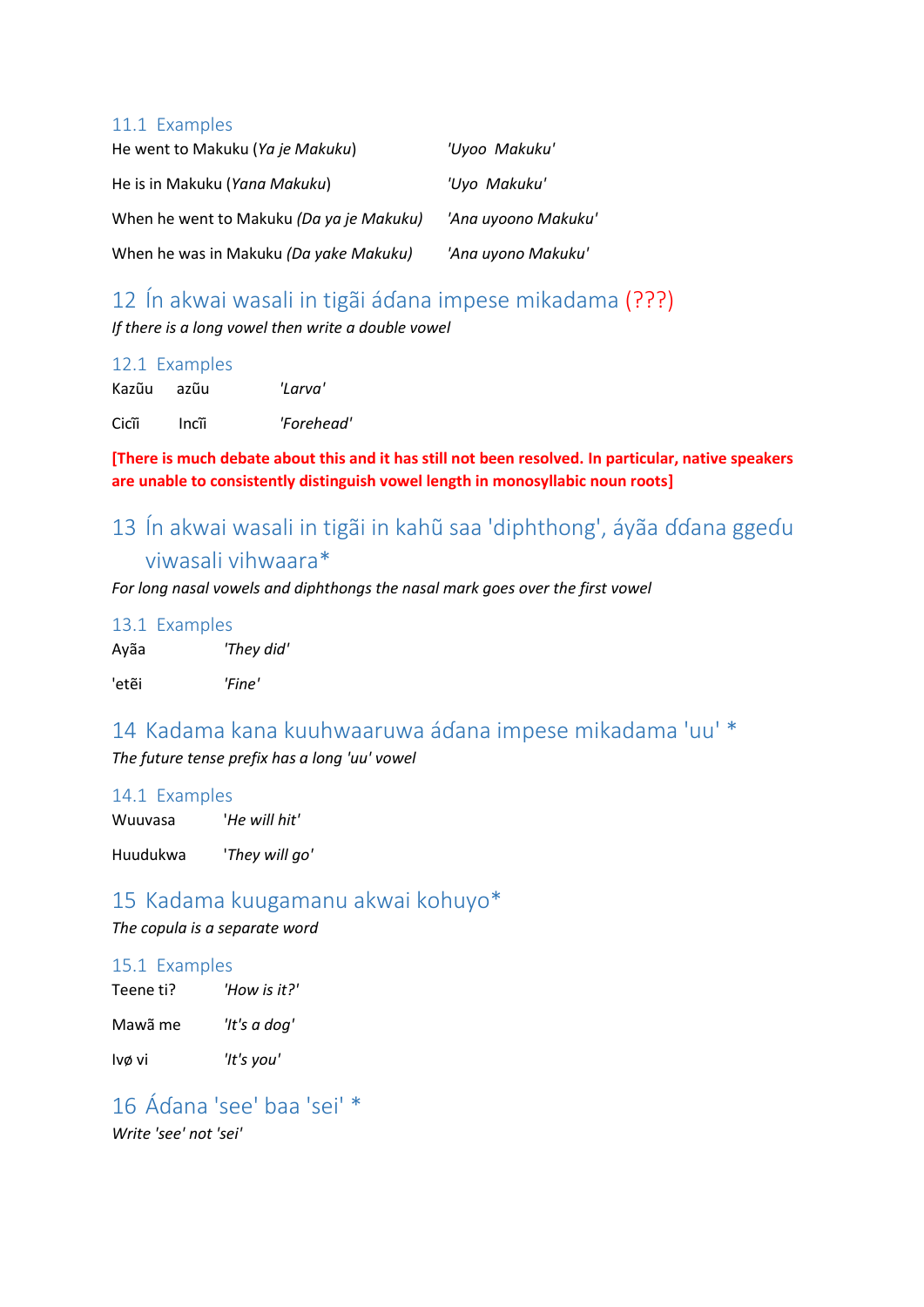### 11.1 Examples

| | |
|---|---|
| He went to Makuku (*Ya je Makuku*) | *'Uyoo Makuku'* |
| He is in Makuku (*Yana Makuku*) | *'Uyo Makuku'* |
| When he went to Makuku *(Da ya je Makuku)* | *'Ana uyoono Makuku'* |
| When he was in Makuku *(Da yake Makuku)* | *'Ana uyono Makuku'* |

## 12 Ín akwai wasali in tigãi áɗana impese mikadama (???)

*If there is a long vowel then write a double vowel*

### 12.1 Examples

| | | |
|---|---|---|
| Kazũu | azũu | *'Larva'* |
| Cicĩi | Incĩi | *'Forehead'* |

**[There is much debate about this and it has still not been resolved. In particular, native speakers are unable to consistently distinguish vowel length in monosyllabic noun roots]**

## 13 Ín akwai wasali in tigãi in kahũ saa 'diphthong', áyãa ɗɗana ggeɗu viwasali vihwaara*

*For long nasal vowels and diphthongs the nasal mark goes over the first vowel*

### 13.1 Examples

| | |
|---|---|
| Ayãa | *'They did'* |
| 'etẽi | *'Fine'* |

## 14 Kadama kana kuuhwaaruwa áɗana impese mikadama 'uu' *

*The future tense prefix has a long 'uu' vowel*

### 14.1 Examples

| | |
|---|---|
| Wuuvasa | *'He will hit'* |
| Huudukwa | *'They will go'* |

## 15 Kadama kuugamanu akwai kohuyo*

*The copula is a separate word*

### 15.1 Examples

| | |
|---|---|
| Teene ti? | *'How is it?'* |
| Mawã me | *'It's a dog'* |
| Ivø vi | *'It's you'* |

## 16 Áɗana 'see' baa 'sei' *

*Write 'see' not 'sei'*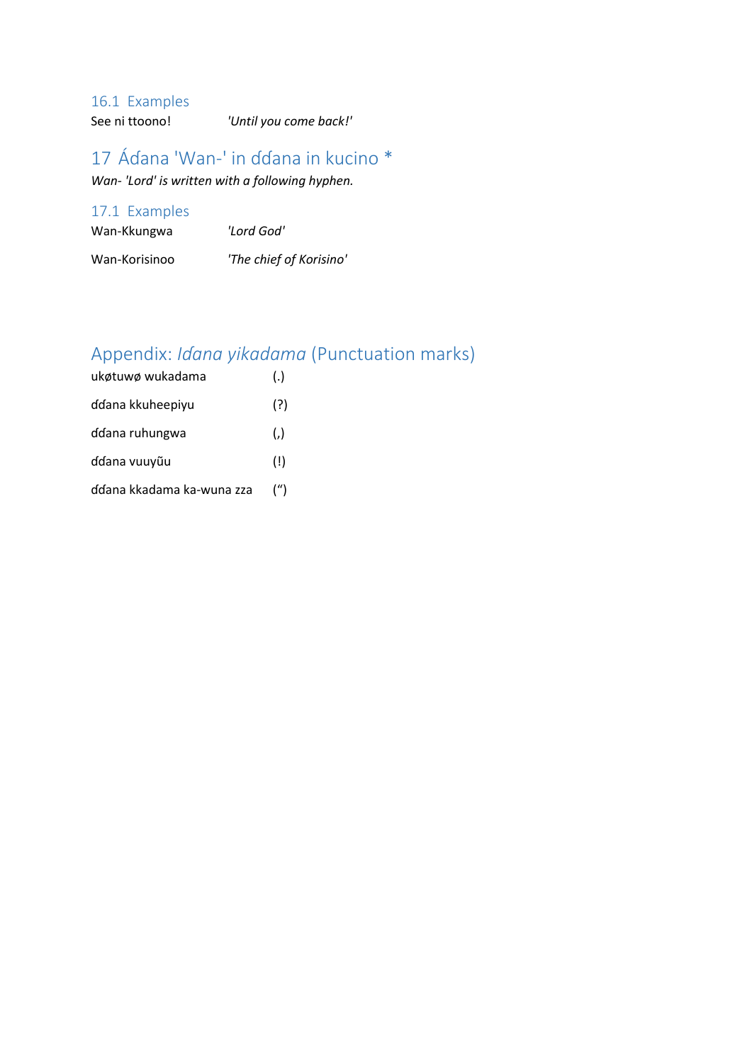### 16.1 Examples

| | |
|---|---|
| See ni ttoono! | *'Until you come back!'* |

## 17 Áɗana 'Wan-' in ɗɗana in kucino *

*Wan- 'Lord' is written with a following hyphen.*

### 17.1 Examples

| | |
|---|---|
| Wan-Kkungwa | *'Lord God'* |
| Wan-Korisinoo | *'The chief of Korisino'* |

## Appendix: *Iɗana yikadama* (Punctuation marks)

| | |
|---|---|
| ukøtuwø wukadama | (.) |
| ɗɗana kkuheepiyu | (?) |
| ɗɗana ruhungwa | (,) |
| ɗɗana vuuyũu | (!) |
| ɗɗana kkadama ka-wuna zza | (“) |